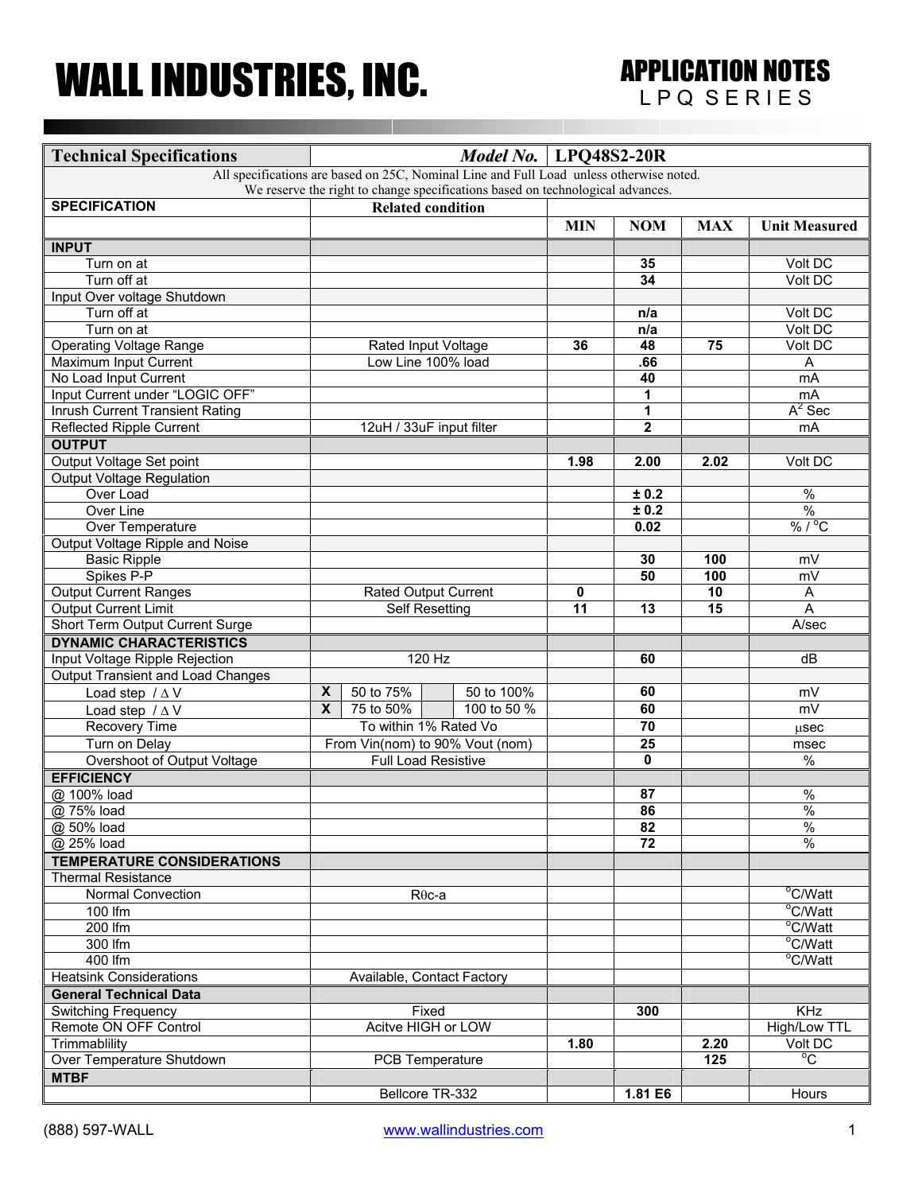# WALL INDUSTRIES, INC.

## APPLICATION NOTES
LPQ SERIES

| Technical Specifications | Model No. | LPQ48S2-20R | | | |
|---|---|---|---|---|---|
| All specifications are based on 25C, Nominal Line and Full Load unless otherwise noted. We reserve the right to change specifications based on technological advances. | | | | | |
| **SPECIFICATION** | **Related condition** | | | | |
| | | **MIN** | **NOM** | **MAX** | **Unit Measured** |
| **INPUT** | | | | | |
| Turn on at | | | **35** | | Volt DC |
| Turn off at | | | **34** | | Volt DC |
| Input Over voltage Shutdown | | | | | |
| Turn off at | | | **n/a** | | Volt DC |
| Turn on at | | | **n/a** | | Volt DC |
| Operating Voltage Range | Rated Input Voltage | **36** | **48** | **75** | Volt DC |
| Maximum Input Current | Low Line 100% load | | **.66** | | A |
| No Load Input Current | | | **40** | | mA |
| Input Current under "LOGIC OFF" | | | **1** | | mA |
| Inrush Current Transient Rating | | | **1** | | $A^2$ Sec |
| Reflected Ripple Current | 12uH / 33uF input filter | | **2** | | mA |
| **OUTPUT** | | | | | |
| Output Voltage Set point | | **1.98** | **2.00** | **2.02** | Volt DC |
| Output Voltage Regulation | | | | | |
| Over Load | | | **± 0.2** | | % |
| Over Line | | | **± 0.2** | | % |
| Over Temperature | | | **0.02** | | % / °C |
| Output Voltage Ripple and Noise | | | | | |
| Basic Ripple | | | **30** | **100** | mV |
| Spikes P-P | | | **50** | **100** | mV |
| Output Current Ranges | Rated Output Current | **0** | | **10** | A |
| Output Current Limit | Self Resetting | **11** | **13** | **15** | A |
| Short Term Output Current Surge | | | | | A/sec |
| **DYNAMIC CHARACTERISTICS** | | | | | |
| Input Voltage Ripple Rejection | 120 Hz | | **60** | | dB |
| Output Transient and Load Changes | | | | | |
| Load step / ΔV | **X** 50 to 75% / 50 to 100% | | **60** | | mV |
| Load step / ΔV | **X** 75 to 50% / 100 to 50 % | | **60** | | mV |
| Recovery Time | To within 1% Rated Vo | | **70** | | µsec |
| Turn on Delay | From Vin(nom) to 90% Vout (nom) | | **25** | | msec |
| Overshoot of Output Voltage | Full Load Resistive | | **0** | | % |
| **EFFICIENCY** | | | | | |
| @ 100% load | | | **87** | | % |
| @ 75% load | | | **86** | | % |
| @ 50% load | | | **82** | | % |
| @ 25% load | | | **72** | | % |
| **TEMPERATURE CONSIDERATIONS** | | | | | |
| Thermal Resistance | | | | | |
| Normal Convection | Rθc-a | | | | °C/Watt |
| 100 lfm | | | | | °C/Watt |
| 200 lfm | | | | | °C/Watt |
| 300 lfm | | | | | °C/Watt |
| 400 lfm | | | | | °C/Watt |
| Heatsink Considerations | Available, Contact Factory | | | | |
| **General Technical Data** | | | | | |
| Switching Frequency | Fixed | | **300** | | KHz |
| Remote ON OFF Control | Acitve HIGH or LOW | | | | High/Low TTL |
| Trimmablility | | **1.80** | | **2.20** | Volt DC |
| Over Temperature Shutdown | PCB Temperature | | | **125** | °C |
| **MTBF** | | | | | |
| | Bellcore TR-332 | | **1.81 E6** | | Hours |

(888) 597-WALL www.wallindustries.com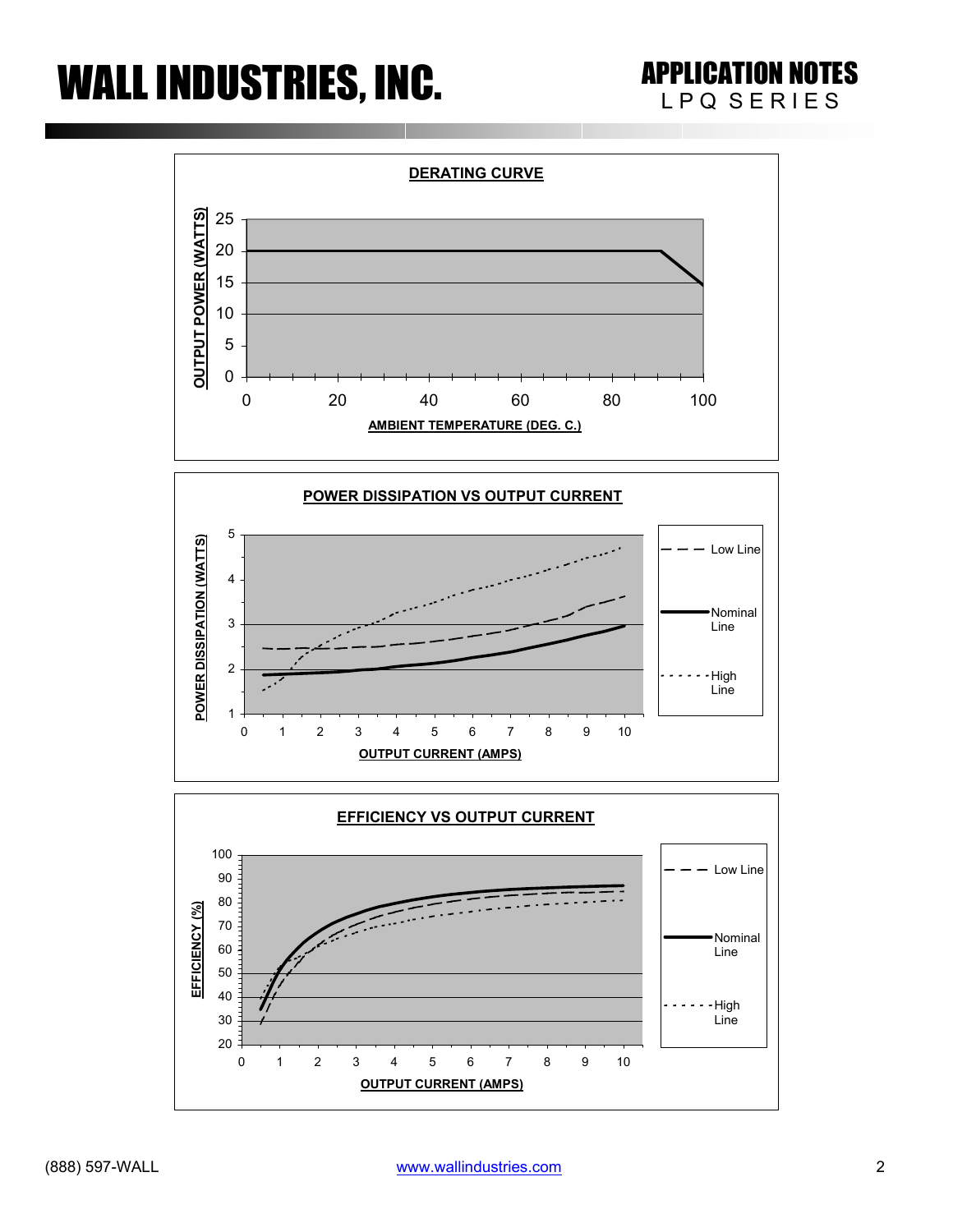## DERATING CURVE

OUTPUT POWER (WATTS)

AMBIENT TEMPERATURE (DEG. C.)

## POWER DISSIPATION VS OUTPUT CURRENT

POWER DISSIPATION (WATTS)

OUTPUT CURRENT (AMPS)

Low Line

Nominal Line

High Line

## EFFICIENCY VS OUTPUT CURRENT

EFFICIENCY (%)

OUTPUT CURRENT (AMPS)

Low Line

Nominal Line

High Line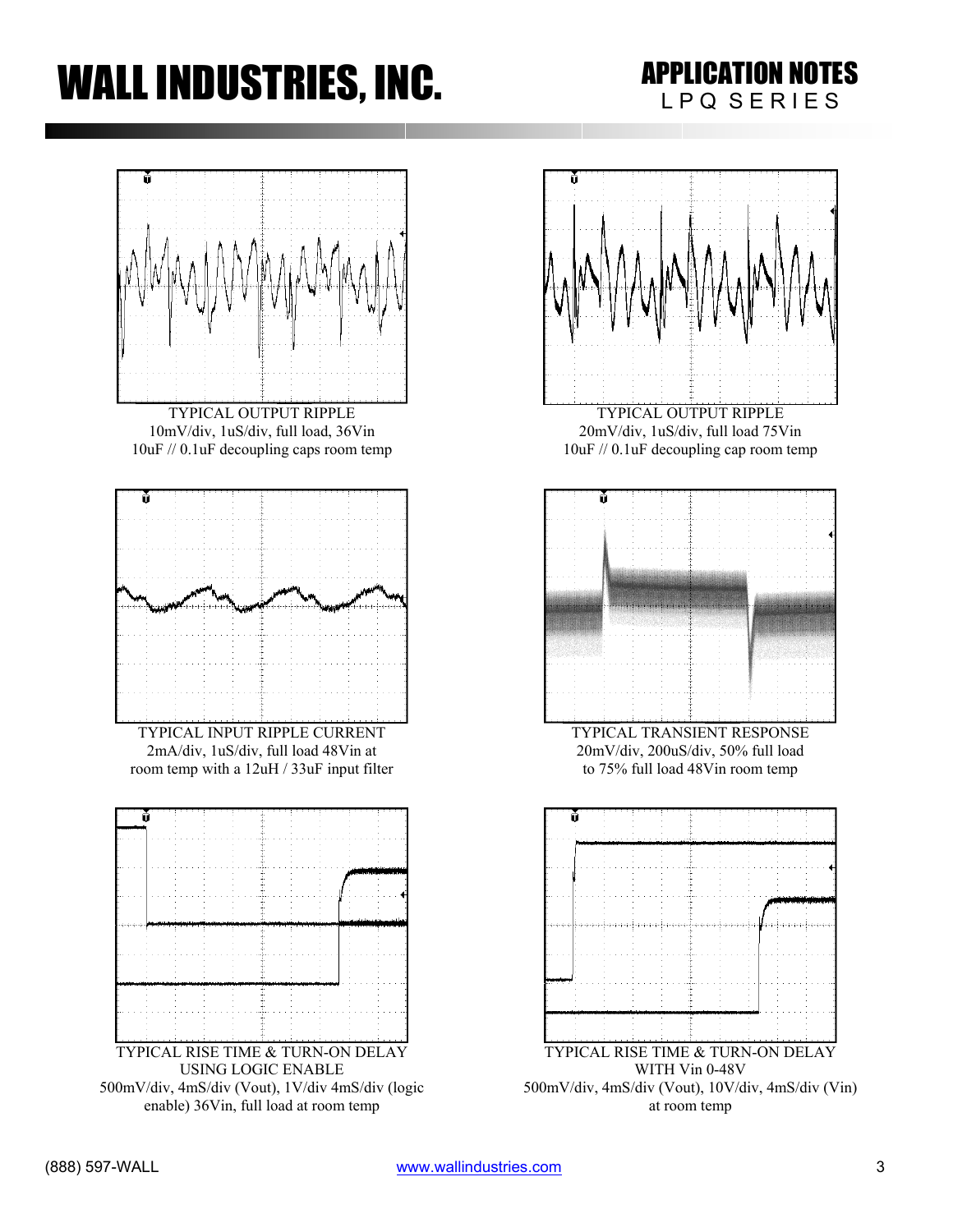TYPICAL OUTPUT RIPPLE
10mV/div, 1uS/div, full load, 36Vin
10uF // 0.1uF decoupling caps room temp

TYPICAL OUTPUT RIPPLE
20mV/div, 1uS/div, full load 75Vin
10uF // 0.1uF decoupling cap room temp

TYPICAL INPUT RIPPLE CURRENT
2mA/div, 1uS/div, full load 48Vin at
room temp with a 12uH / 33uF input filter

TYPICAL TRANSIENT RESPONSE
20mV/div, 200uS/div, 50% full load
to 75% full load 48Vin room temp

TYPICAL RISE TIME & TURN-ON DELAY
USING LOGIC ENABLE
500mV/div, 4mS/div (Vout), 1V/div 4mS/div (logic
enable) 36Vin, full load at room temp

TYPICAL RISE TIME & TURN-ON DELAY
WITH Vin 0-48V
500mV/div, 4mS/div (Vout), 10V/div, 4mS/div (Vin)
at room temp